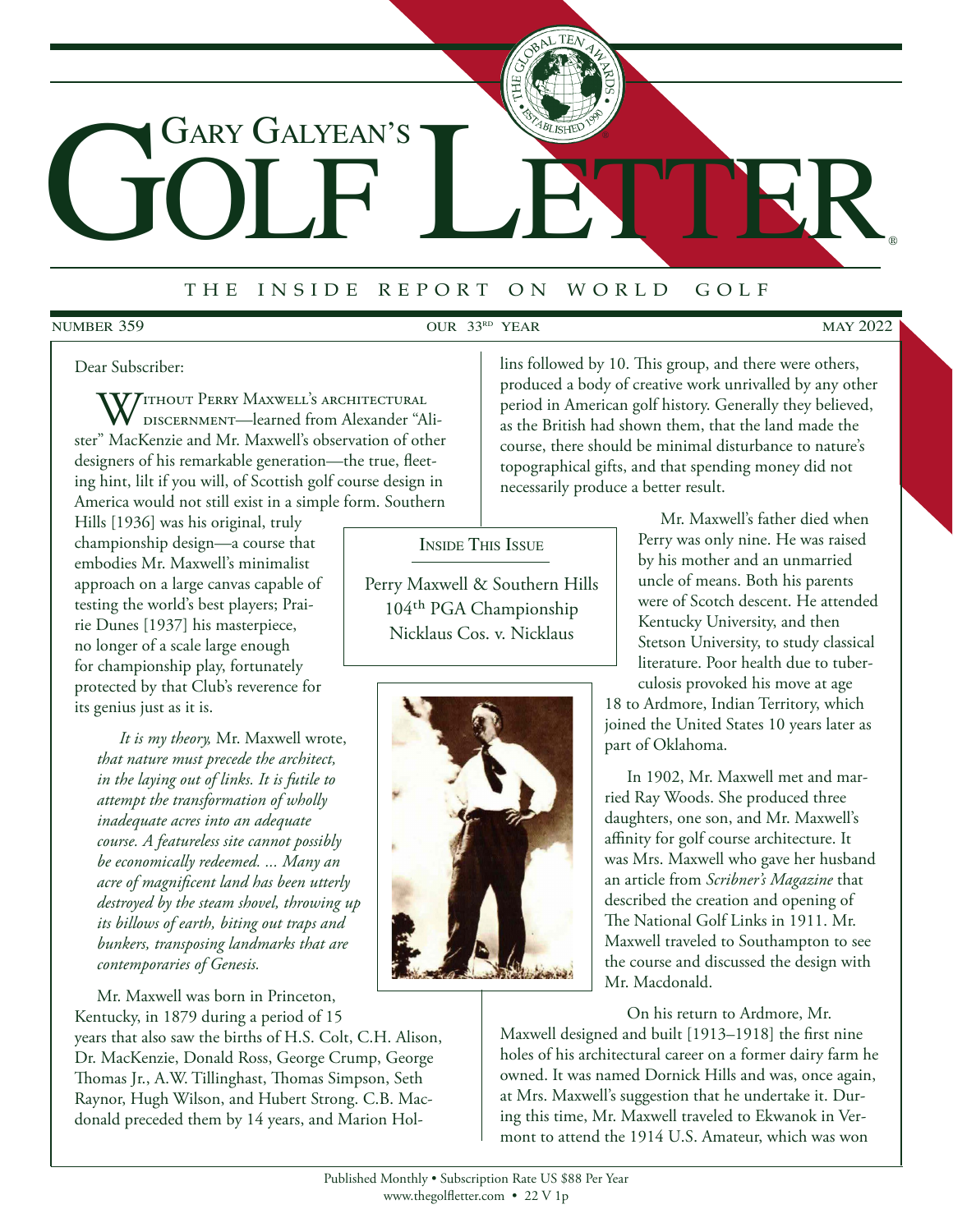# Gary Galyean's Golf Letter

THE INSIDE REPORT ON WORLD GOLF

NUMBER 359 — OUR 33RD YEAR — MAY 2022

Dear Subscriber:

Without Perry Maxwell's architectural discernment—learned from Alexander "Alister" MacKenzie and Mr. Maxwell's observation of other designers of his remarkable generation—the true, fleeting hint, lilt if you will, of Scottish golf course design in America would not still exist in a simple form. Southern Hills [1936] was his original, truly championship design—a course that embodies Mr. Maxwell's minimalist approach on a large canvas capable of testing the world's best players; Prairie Dunes [1937] his masterpiece, no longer of a scale large enough for championship play, fortunately protected by that Club's reverence for its genius just as it is.

> *It is my theory,* Mr. Maxwell wrote, *that nature must precede the architect, in the laying out of links. It is futile to attempt the transformation of wholly inadequate acres into an adequate course. A featureless site cannot possibly be economically redeemed. ... Many an acre of magnificent land has been utterly destroyed by the steam shovel, throwing up its billows of earth, biting out traps and bunkers, transposing landmarks that are contemporaries of Genesis.*

Mr. Maxwell was born in Princeton, Kentucky, in 1879 during a period of 15 years that also saw the births of H.S. Colt, C.H. Alison, Dr. MacKenzie, Donald Ross, George Crump, George Thomas Jr., A.W. Tillinghast, Thomas Simpson, Seth Raynor, Hugh Wilson, and Hubert Strong. C.B. Macdonald preceded them by 14 years, and Marion Hollins followed by 10. This group, and there were others, produced a body of creative work unrivalled by any other period in American golf history. Generally they believed, as the British had shown them, that the land made the course, there should be minimal disturbance to nature's topographical gifts, and that spending money did not necessarily produce a better result.

**Inside This Issue**

Perry Maxwell & Southern Hills
104th PGA Championship
Nicklaus Cos. v. Nicklaus

Mr. Maxwell's father died when Perry was only nine. He was raised by his mother and an unmarried uncle of means. Both his parents were of Scotch descent. He attended Kentucky University, and then Stetson University, to study classical literature. Poor health due to tuberculosis provoked his move at age 18 to Ardmore, Indian Territory, which joined the United States 10 years later as part of Oklahoma.

In 1902, Mr. Maxwell met and married Ray Woods. She produced three daughters, one son, and Mr. Maxwell's affinity for golf course architecture. It was Mrs. Maxwell who gave her husband an article from *Scribner's Magazine* that described the creation and opening of The National Golf Links in 1911. Mr. Maxwell traveled to Southampton to see the course and discussed the design with Mr. Macdonald.

On his return to Ardmore, Mr. Maxwell designed and built [1913–1918] the first nine holes of his architectural career on a former dairy farm he owned. It was named Dornick Hills and was, once again, at Mrs. Maxwell's suggestion that he undertake it. During this time, Mr. Maxwell traveled to Ekwanok in Vermont to attend the 1914 U.S. Amateur, which was won

Published Monthly • Subscription Rate US $88 Per Year
www.thegolfletter.com • 22 V 1p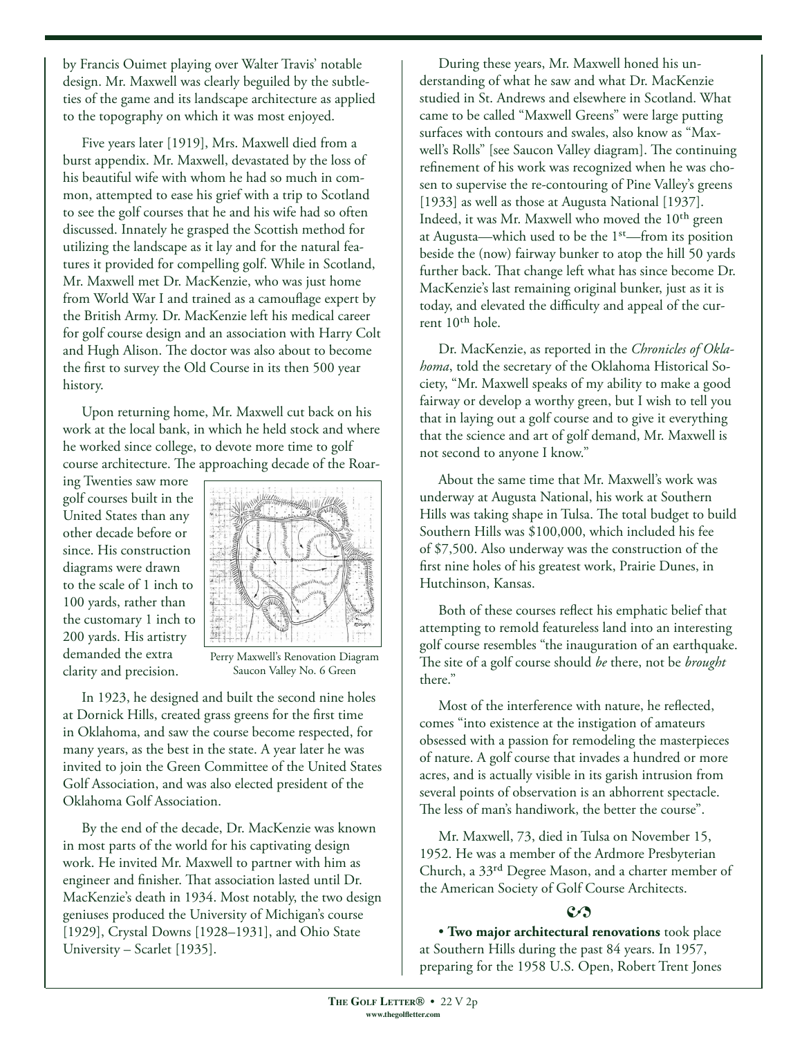by Francis Ouimet playing over Walter Travis' notable design. Mr. Maxwell was clearly beguiled by the subtleties of the game and its landscape architecture as applied to the topography on which it was most enjoyed.

Five years later [1919], Mrs. Maxwell died from a burst appendix. Mr. Maxwell, devastated by the loss of his beautiful wife with whom he had so much in common, attempted to ease his grief with a trip to Scotland to see the golf courses that he and his wife had so often discussed. Innately he grasped the Scottish method for utilizing the landscape as it lay and for the natural features it provided for compelling golf. While in Scotland, Mr. Maxwell met Dr. MacKenzie, who was just home from World War I and trained as a camouflage expert by the British Army. Dr. MacKenzie left his medical career for golf course design and an association with Harry Colt and Hugh Alison. The doctor was also about to become the first to survey the Old Course in its then 500 year history.

Upon returning home, Mr. Maxwell cut back on his work at the local bank, in which he held stock and where he worked since college, to devote more time to golf course architecture. The approaching decade of the Roaring Twenties saw more golf courses built in the United States than any other decade before or since. His construction diagrams were drawn to the scale of 1 inch to 100 yards, rather than the customary 1 inch to 200 yards. His artistry demanded the extra clarity and precision.

Perry Maxwell's Renovation Diagram Saucon Valley No. 6 Green

In 1923, he designed and built the second nine holes at Dornick Hills, created grass greens for the first time in Oklahoma, and saw the course become respected, for many years, as the best in the state. A year later he was invited to join the Green Committee of the United States Golf Association, and was also elected president of the Oklahoma Golf Association.

By the end of the decade, Dr. MacKenzie was known in most parts of the world for his captivating design work. He invited Mr. Maxwell to partner with him as engineer and finisher. That association lasted until Dr. MacKenzie's death in 1934. Most notably, the two design geniuses produced the University of Michigan's course [1929], Crystal Downs [1928–1931], and Ohio State University – Scarlet [1935].

During these years, Mr. Maxwell honed his understanding of what he saw and what Dr. MacKenzie studied in St. Andrews and elsewhere in Scotland. What came to be called "Maxwell Greens" were large putting surfaces with contours and swales, also know as "Maxwell's Rolls" [see Saucon Valley diagram]. The continuing refinement of his work was recognized when he was chosen to supervise the re-contouring of Pine Valley's greens [1933] as well as those at Augusta National [1937]. Indeed, it was Mr. Maxwell who moved the 10th green at Augusta—which used to be the 1st—from its position beside the (now) fairway bunker to atop the hill 50 yards further back. That change left what has since become Dr. MacKenzie's last remaining original bunker, just as it is today, and elevated the difficulty and appeal of the current 10th hole.

Dr. MacKenzie, as reported in the *Chronicles of Oklahoma*, told the secretary of the Oklahoma Historical Society, "Mr. Maxwell speaks of my ability to make a good fairway or develop a worthy green, but I wish to tell you that in laying out a golf course and to give it everything that the science and art of golf demand, Mr. Maxwell is not second to anyone I know."

About the same time that Mr. Maxwell's work was underway at Augusta National, his work at Southern Hills was taking shape in Tulsa. The total budget to build Southern Hills was $100,000, which included his fee of $7,500. Also underway was the construction of the first nine holes of his greatest work, Prairie Dunes, in Hutchinson, Kansas.

Both of these courses reflect his emphatic belief that attempting to remold featureless land into an interesting golf course resembles "the inauguration of an earthquake. The site of a golf course should *be* there, not be *brought* there."

Most of the interference with nature, he reflected, comes "into existence at the instigation of amateurs obsessed with a passion for remodeling the masterpieces of nature. A golf course that invades a hundred or more acres, and is actually visible in its garish intrusion from several points of observation is an abhorrent spectacle. The less of man's handiwork, the better the course".

Mr. Maxwell, 73, died in Tulsa on November 15, 1952. He was a member of the Ardmore Presbyterian Church, a 33rd Degree Mason, and a charter member of the American Society of Golf Course Architects.

• **Two major architectural renovations** took place at Southern Hills during the past 84 years. In 1957, preparing for the 1958 U.S. Open, Robert Trent Jones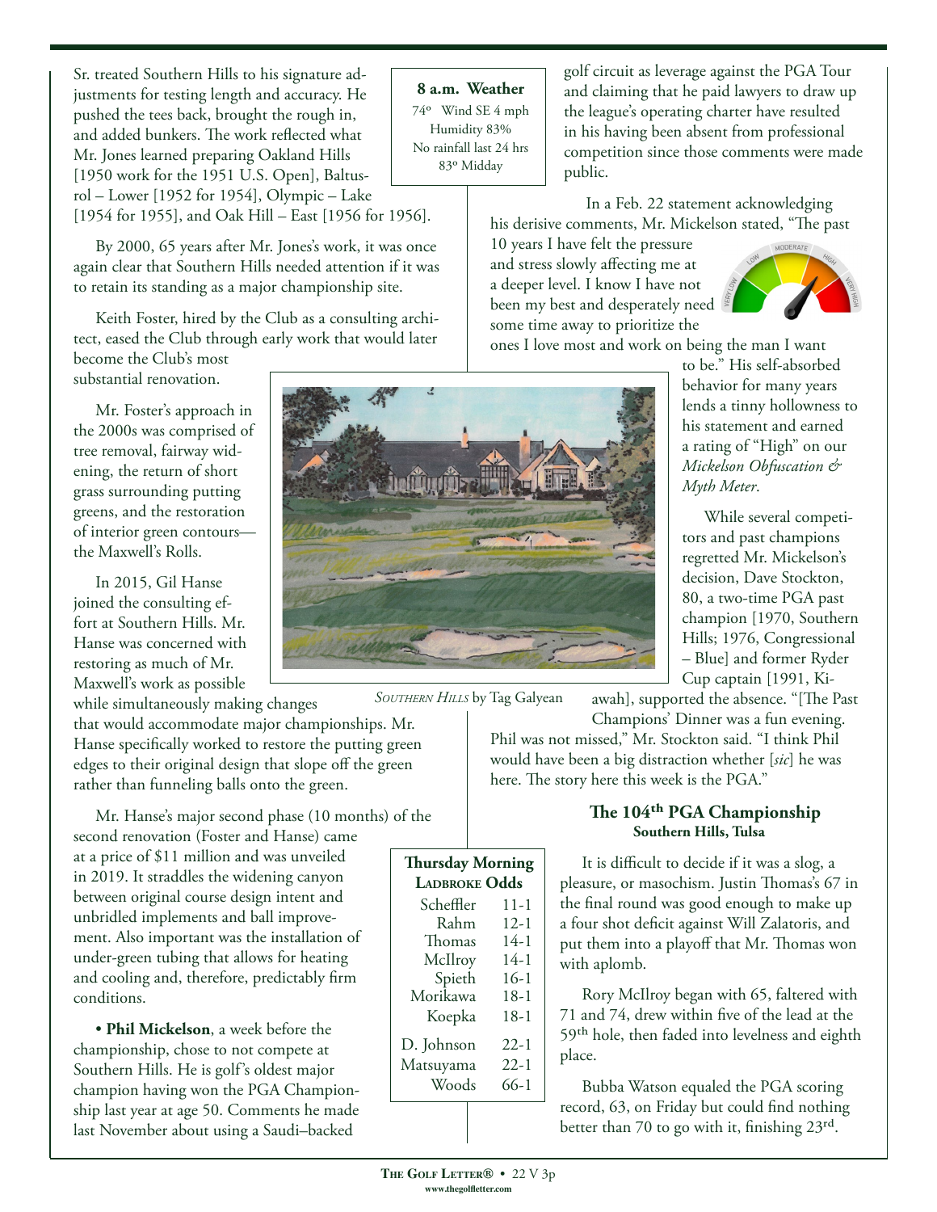Sr. treated Southern Hills to his signature adjustments for testing length and accuracy. He pushed the tees back, brought the rough in, and added bunkers. The work reflected what Mr. Jones learned preparing Oakland Hills [1950 work for the 1951 U.S. Open], Baltusrol – Lower [1952 for 1954], Olympic – Lake [1954 for 1955], and Oak Hill – East [1956 for 1956].

By 2000, 65 years after Mr. Jones's work, it was once again clear that Southern Hills needed attention if it was to retain its standing as a major championship site.

Keith Foster, hired by the Club as a consulting architect, eased the Club through early work that would later become the Club's most substantial renovation.

Mr. Foster's approach in the 2000s was comprised of tree removal, fairway widening, the return of short grass surrounding putting greens, and the restoration of interior green contours—the Maxwell's Rolls.

In 2015, Gil Hanse joined the consulting effort at Southern Hills. Mr. Hanse was concerned with restoring as much of Mr. Maxwell's work as possible while simultaneously making changes that would accommodate major championships. Mr. Hanse specifically worked to restore the putting green edges to their original design that slope off the green rather than funneling balls onto the green.

*Southern Hills* by Tag Galyean

Mr. Hanse's major second phase (10 months) of the second renovation (Foster and Hanse) came at a price of $11 million and was unveiled in 2019. It straddles the widening canyon between original course design intent and unbridled implements and ball improvement. Also important was the installation of under-green tubing that allows for heating and cooling and, therefore, predictably firm conditions.

• **Phil Mickelson**, a week before the championship, chose to not compete at Southern Hills. He is golf's oldest major champion having won the PGA Championship last year at age 50. Comments he made last November about using a Saudi–backed golf circuit as leverage against the PGA Tour and claiming that he paid lawyers to draw up the league's operating charter have resulted in his having been absent from professional competition since those comments were made public.

**8 a.m. Weather**
74º Wind SE 4 mph
Humidity 83%
No rainfall last 24 hrs
83º Midday

In a Feb. 22 statement acknowledging his derisive comments, Mr. Mickelson stated, "The past 10 years I have felt the pressure and stress slowly affecting me at a deeper level. I know I have not been my best and desperately need some time away to prioritize the ones I love most and work on being the man I want to be." His self-absorbed behavior for many years lends a tinny hollowness to his statement and earned a rating of "High" on our *Mickelson Obfuscation & Myth Meter*.

While several competitors and past champions regretted Mr. Mickelson's decision, Dave Stockton, 80, a two-time PGA past champion [1970, Southern Hills; 1976, Congressional – Blue] and former Ryder Cup captain [1991, Kiawah], supported the absence. "[The Past Champions' Dinner was a fun evening. Phil was not missed," Mr. Stockton said. "I think Phil would have been a big distraction whether [*sic*] he was here. The story here this week is the PGA."

**Thursday Morning Ladbroke Odds**

| | |
|---|---|
| Scheffler | 11-1 |
| Rahm | 12-1 |
| Thomas | 14-1 |
| McIlroy | 14-1 |
| Spieth | 16-1 |
| Morikawa | 18-1 |
| Koepka | 18-1 |
| D. Johnson | 22-1 |
| Matsuyama | 22-1 |
| Woods | 66-1 |

### The 104th PGA Championship
**Southern Hills, Tulsa**

It is difficult to decide if it was a slog, a pleasure, or masochism. Justin Thomas's 67 in the final round was good enough to make up a four shot deficit against Will Zalatoris, and put them into a playoff that Mr. Thomas won with aplomb.

Rory McIlroy began with 65, faltered with 71 and 74, drew within five of the lead at the 59th hole, then faded into levelness and eighth place.

Bubba Watson equaled the PGA scoring record, 63, on Friday but could find nothing better than 70 to go with it, finishing 23rd.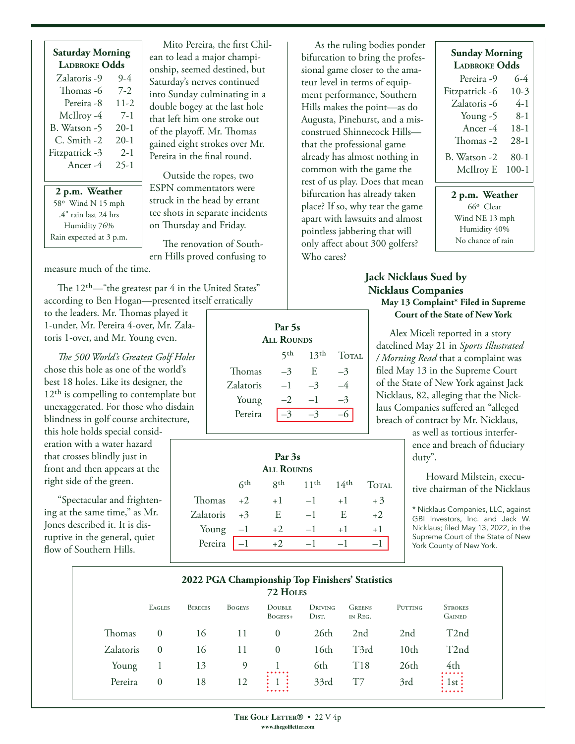**Saturday Morning**
**Ladbroke Odds**

| | |
|---|---|
| Zalatoris -9 | 9-4 |
| Thomas -6 | 7-2 |
| Pereira -8 | 11-2 |
| McIlroy -4 | 7-1 |
| B. Watson -5 | 20-1 |
| C. Smith -2 | 20-1 |
| Fitzpatrick -3 | 2-1 |
| Ancer -4 | 25-1 |

**2 p.m. Weather**
58º Wind N 15 mph
.4" rain last 24 hrs
Humidity 76%
Rain expected at 3 p.m.

Mito Pereira, the first Chilean to lead a major championship, seemed destined, but Saturday's nerves continued into Sunday culminating in a double bogey at the last hole that left him one stroke out of the playoff. Mr. Thomas gained eight strokes over Mr. Pereira in the final round.

Outside the ropes, two ESPN commentators were struck in the head by errant tee shots in separate incidents on Thursday and Friday.

The renovation of Southern Hills proved confusing to measure much of the time.

The 12th—"the greatest par 4 in the United States" according to Ben Hogan—presented itself erratically to the leaders. Mr. Thomas played it 1-under, Mr. Pereira 4-over, Mr. Zalatoris 1-over, and Mr. Young even.

*The 500 World's Greatest Golf Holes* chose this hole as one of the world's best 18 holes. Like its designer, the 12th is compelling to contemplate but unexaggerated. For those who disdain blindness in golf course architecture, this hole holds special consideration with a water hazard that crosses blindly just in front and then appears at the right side of the green.

"Spectacular and frightening at the same time," as Mr. Jones described it. It is disruptive in the general, quiet flow of Southern Hills.

As the ruling bodies ponder bifurcation to bring the professional game closer to the amateur level in terms of equipment performance, Southern Hills makes the point—as do Augusta, Pinehurst, and a misconstrued Shinnecock Hills—that the professional game already has almost nothing in common with the game the rest of us play. Does that mean bifurcation has already taken place? If so, why tear the game apart with lawsuits and almost pointless jabbering that will only affect about 300 golfers? Who cares?

**Sunday Morning**
**Ladbroke Odds**

| | |
|---|---|
| Pereira -9 | 6-4 |
| Fitzpatrick -6 | 10-3 |
| Zalatoris -6 | 4-1 |
| Young -5 | 8-1 |
| Ancer -4 | 18-1 |
| Thomas -2 | 28-1 |
| B. Watson -2 | 80-1 |
| McIlroy E | 100-1 |

**2 p.m. Weather**
66º Clear
Wind NE 13 mph
Humidity 40%
No chance of rain

**Par 5s**
**All Rounds**

| | 5th | 13th | Total |
|---|---|---|---|
| Thomas | –3 | E | –3 |
| Zalatoris | –1 | –3 | –4 |
| Young | –2 | –1 | –3 |
| Pereira | –3 | –3 | –6 |

**Par 3s**
**All Rounds**

| | 6th | 8th | 11th | 14th | Total |
|---|---|---|---|---|---|
| Thomas | +2 | +1 | –1 | +1 | +3 |
| Zalatoris | +3 | E | –1 | E | +2 |
| Young | –1 | +2 | –1 | +1 | +1 |
| Pereira | –1 | +2 | –1 | –1 | –1 |

## Jack Nicklaus Sued by Nicklaus Companies

**May 13 Complaint* Filed in Supreme Court of the State of New York**

Alex Miceli reported in a story datelined May 21 in *Sports Illustrated / Morning Read* that a complaint was filed May 13 in the Supreme Court of the State of New York against Jack Nicklaus, 82, alleging that the Nicklaus Companies suffered an "alleged breach of contract by Mr. Nicklaus, as well as tortious interference and breach of fiduciary duty".

Howard Milstein, executive chairman of the Nicklaus

\* Nicklaus Companies, LLC, against GBI Investors, Inc. and Jack W. Nicklaus; filed May 13, 2022, in the Supreme Court of the State of New York County of New York.

**2022 PGA Championship Top Finishers' Statistics**
**72 Holes**

| | Eagles | Birdies | Bogeys | Double Bogeys+ | Driving Dist. | Greens in Reg. | Putting | Strokes Gained |
|---|---|---|---|---|---|---|---|---|
| Thomas | 0 | 16 | 11 | 0 | 26th | 2nd | 2nd | T2nd |
| Zalatoris | 0 | 16 | 11 | 0 | 16th | T3rd | 10th | T2nd |
| Young | 1 | 13 | 9 | 1 | 6th | T18 | 26th | 4th |
| Pereira | 0 | 18 | 12 | 1 | 33rd | T7 | 3rd | 1st |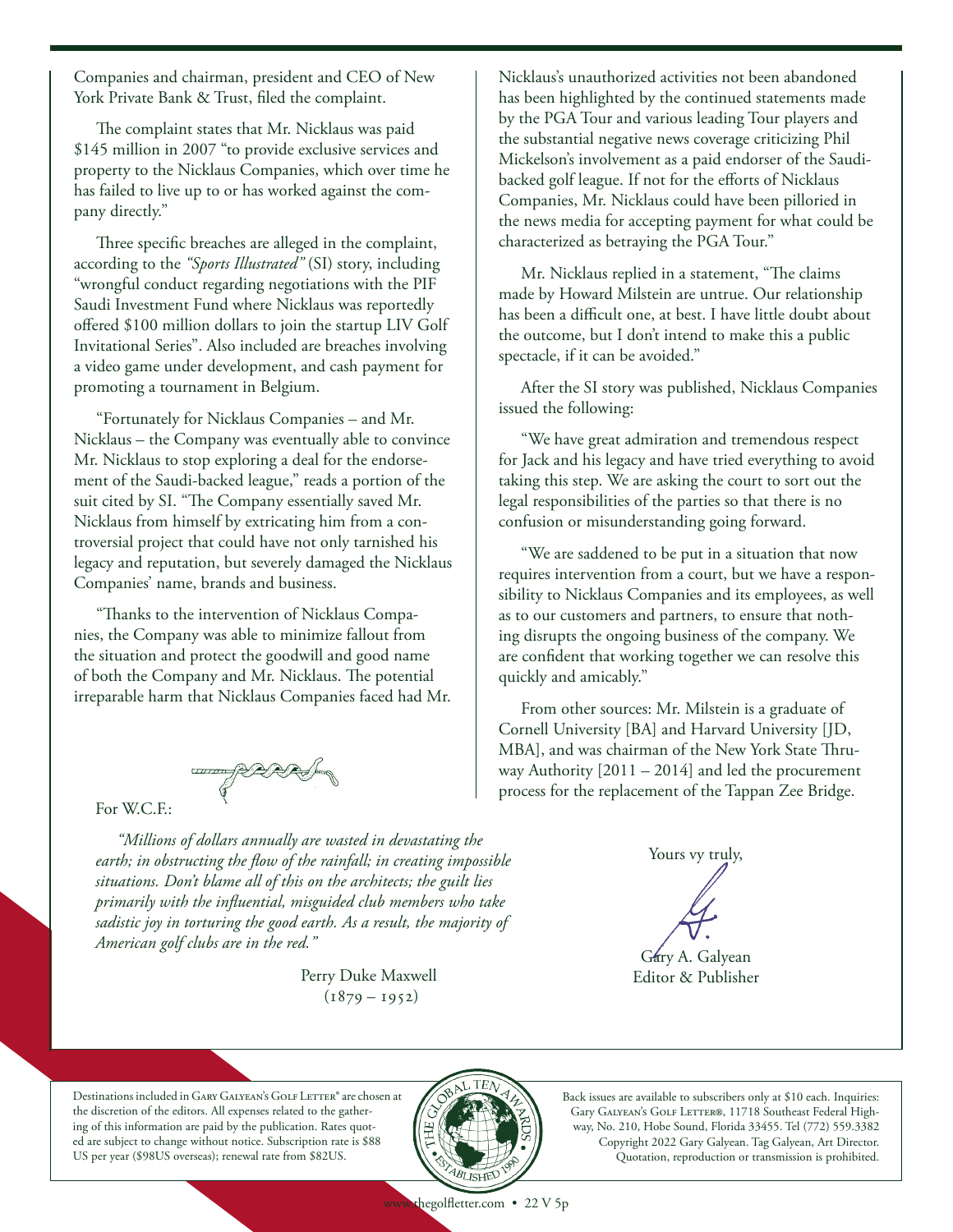Companies and chairman, president and CEO of New York Private Bank & Trust, filed the complaint.

The complaint states that Mr. Nicklaus was paid $145 million in 2007 "to provide exclusive services and property to the Nicklaus Companies, which over time he has failed to live up to or has worked against the company directly."

Three specific breaches are alleged in the complaint, according to the *"Sports Illustrated"* (SI) story, including "wrongful conduct regarding negotiations with the PIF Saudi Investment Fund where Nicklaus was reportedly offered $100 million dollars to join the startup LIV Golf Invitational Series". Also included are breaches involving a video game under development, and cash payment for promoting a tournament in Belgium.

"Fortunately for Nicklaus Companies – and Mr. Nicklaus – the Company was eventually able to convince Mr. Nicklaus to stop exploring a deal for the endorsement of the Saudi-backed league," reads a portion of the suit cited by SI. "The Company essentially saved Mr. Nicklaus from himself by extricating him from a controversial project that could have not only tarnished his legacy and reputation, but severely damaged the Nicklaus Companies' name, brands and business.

"Thanks to the intervention of Nicklaus Companies, the Company was able to minimize fallout from the situation and protect the goodwill and good name of both the Company and Mr. Nicklaus. The potential irreparable harm that Nicklaus Companies faced had Mr. Nicklaus's unauthorized activities not been abandoned has been highlighted by the continued statements made by the PGA Tour and various leading Tour players and the substantial negative news coverage criticizing Phil Mickelson's involvement as a paid endorser of the Saudi-backed golf league. If not for the efforts of Nicklaus Companies, Mr. Nicklaus could have been pilloried in the news media for accepting payment for what could be characterized as betraying the PGA Tour."

Mr. Nicklaus replied in a statement, "The claims made by Howard Milstein are untrue. Our relationship has been a difficult one, at best. I have little doubt about the outcome, but I don't intend to make this a public spectacle, if it can be avoided."

After the SI story was published, Nicklaus Companies issued the following:

"We have great admiration and tremendous respect for Jack and his legacy and have tried everything to avoid taking this step. We are asking the court to sort out the legal responsibilities of the parties so that there is no confusion or misunderstanding going forward.

"We are saddened to be put in a situation that now requires intervention from a court, but we have a responsibility to Nicklaus Companies and its employees, as well as to our customers and partners, to ensure that nothing disrupts the ongoing business of the company. We are confident that working together we can resolve this quickly and amicably."

From other sources: Mr. Milstein is a graduate of Cornell University [BA] and Harvard University [JD, MBA], and was chairman of the New York State Thruway Authority [2011 – 2014] and led the procurement process for the replacement of the Tappan Zee Bridge.

For W.C.F.:

*"Millions of dollars annually are wasted in devastating the earth; in obstructing the flow of the rainfall; in creating impossible situations. Don't blame all of this on the architects; the guilt lies primarily with the influential, misguided club members who take sadistic joy in torturing the good earth. As a result, the majority of American golf clubs are in the red."*

Perry Duke Maxwell
(1879 – 1952)

Yours vy truly,

Gary A. Galyean
Editor & Publisher

Destinations included in Gary Galyean's Golf Letter® are chosen at the discretion of the editors. All expenses related to the gathering of this information are paid by the publication. Rates quoted are subject to change without notice. Subscription rate is $88 US per year ($98US overseas); renewal rate from $82US.

Back issues are available to subscribers only at $10 each. Inquiries: Gary Galyean's Golf Letter®, 11718 Southeast Federal Highway, No. 210, Hobe Sound, Florida 33455. Tel (772) 559.3382 Copyright 2022 Gary Galyean. Tag Galyean, Art Director. Quotation, reproduction or transmission is prohibited.

www.thegolfletter.com • 22 V 5p